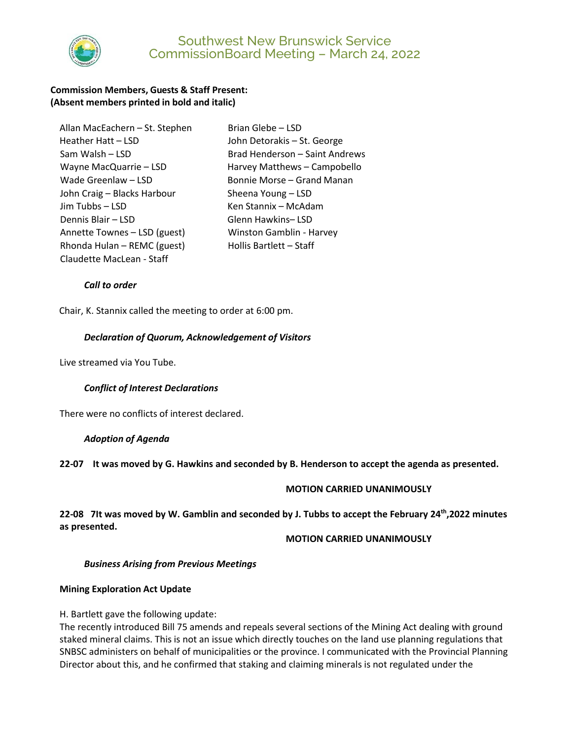# Southwest New Brunswick Service CommissionBoard Meeting – March 24, 2022

**Commission Members, Guests & Staff Present:**
**(Absent members printed in bold and italic)**

Allan MacEachern – St. Stephen
Heather Hatt – LSD
Sam Walsh – LSD
Wayne MacQuarrie – LSD
Wade Greenlaw – LSD
John Craig – Blacks Harbour
Jim Tubbs – LSD
Dennis Blair – LSD
Annette Townes – LSD (guest)
Rhonda Hulan – REMC (guest)
Claudette MacLean - Staff
Brian Glebe – LSD
John Detorakis – St. George
Brad Henderson – Saint Andrews
Harvey Matthews – Campobello
Bonnie Morse – Grand Manan
Sheena Young – LSD
Ken Stannix – McAdam
Glenn Hawkins– LSD
Winston Gamblin - Harvey
Hollis Bartlett – Staff

***Call to order***

Chair, K. Stannix called the meeting to order at 6:00 pm.

***Declaration of Quorum, Acknowledgement of Visitors***

Live streamed via You Tube.

***Conflict of Interest Declarations***

There were no conflicts of interest declared.

***Adoption of Agenda***

**22-07 It was moved by G. Hawkins and seconded by B. Henderson to accept the agenda as presented.**

**MOTION CARRIED UNANIMOUSLY**

**22-08 7It was moved by W. Gamblin and seconded by J. Tubbs to accept the February 24th,2022 minutes as presented.**

**MOTION CARRIED UNANIMOUSLY**

***Business Arising from Previous Meetings***

**Mining Exploration Act Update**

H. Bartlett gave the following update:
The recently introduced Bill 75 amends and repeals several sections of the Mining Act dealing with ground staked mineral claims. This is not an issue which directly touches on the land use planning regulations that SNBSC administers on behalf of municipalities or the province. I communicated with the Provincial Planning Director about this, and he confirmed that staking and claiming minerals is not regulated under the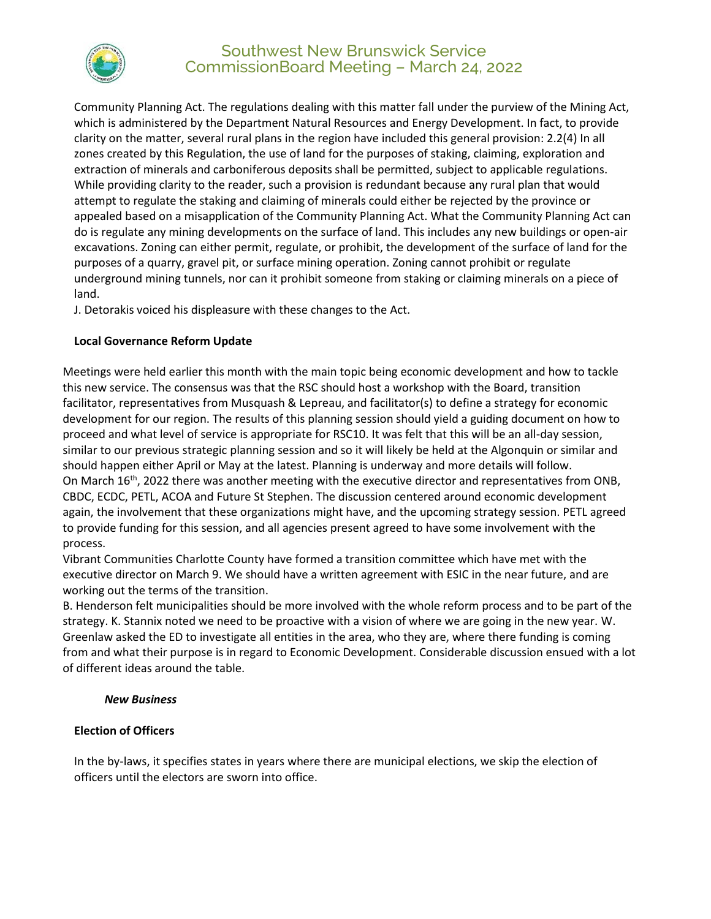Community Planning Act. The regulations dealing with this matter fall under the purview of the Mining Act, which is administered by the Department Natural Resources and Energy Development. In fact, to provide clarity on the matter, several rural plans in the region have included this general provision: 2.2(4) In all zones created by this Regulation, the use of land for the purposes of staking, claiming, exploration and extraction of minerals and carboniferous deposits shall be permitted, subject to applicable regulations. While providing clarity to the reader, such a provision is redundant because any rural plan that would attempt to regulate the staking and claiming of minerals could either be rejected by the province or appealed based on a misapplication of the Community Planning Act. What the Community Planning Act can do is regulate any mining developments on the surface of land. This includes any new buildings or open-air excavations. Zoning can either permit, regulate, or prohibit, the development of the surface of land for the purposes of a quarry, gravel pit, or surface mining operation. Zoning cannot prohibit or regulate underground mining tunnels, nor can it prohibit someone from staking or claiming minerals on a piece of land.

J. Detorakis voiced his displeasure with these changes to the Act.

**Local Governance Reform Update**

Meetings were held earlier this month with the main topic being economic development and how to tackle this new service. The consensus was that the RSC should host a workshop with the Board, transition facilitator, representatives from Musquash & Lepreau, and facilitator(s) to define a strategy for economic development for our region. The results of this planning session should yield a guiding document on how to proceed and what level of service is appropriate for RSC10. It was felt that this will be an all-day session, similar to our previous strategic planning session and so it will likely be held at the Algonquin or similar and should happen either April or May at the latest. Planning is underway and more details will follow.

On March 16th, 2022 there was another meeting with the executive director and representatives from ONB, CBDC, ECDC, PETL, ACOA and Future St Stephen. The discussion centered around economic development again, the involvement that these organizations might have, and the upcoming strategy session. PETL agreed to provide funding for this session, and all agencies present agreed to have some involvement with the process.

Vibrant Communities Charlotte County have formed a transition committee which have met with the executive director on March 9. We should have a written agreement with ESIC in the near future, and are working out the terms of the transition.

B. Henderson felt municipalities should be more involved with the whole reform process and to be part of the strategy. K. Stannix noted we need to be proactive with a vision of where we are going in the new year. W. Greenlaw asked the ED to investigate all entities in the area, who they are, where there funding is coming from and what their purpose is in regard to Economic Development. Considerable discussion ensued with a lot of different ideas around the table.

***New Business***

**Election of Officers**

In the by-laws, it specifies states in years where there are municipal elections, we skip the election of officers until the electors are sworn into office.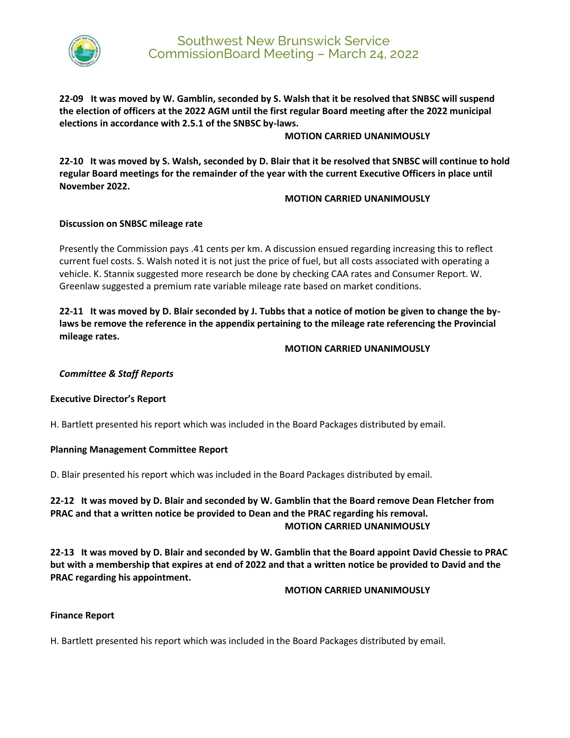**22-09 It was moved by W. Gamblin, seconded by S. Walsh that it be resolved that SNBSC will suspend the election of officers at the 2022 AGM until the first regular Board meeting after the 2022 municipal elections in accordance with 2.5.1 of the SNBSC by-laws.**

**MOTION CARRIED UNANIMOUSLY**

**22-10 It was moved by S. Walsh, seconded by D. Blair that it be resolved that SNBSC will continue to hold regular Board meetings for the remainder of the year with the current Executive Officers in place until November 2022.**

**MOTION CARRIED UNANIMOUSLY**

**Discussion on SNBSC mileage rate**

Presently the Commission pays .41 cents per km. A discussion ensued regarding increasing this to reflect current fuel costs. S. Walsh noted it is not just the price of fuel, but all costs associated with operating a vehicle. K. Stannix suggested more research be done by checking CAA rates and Consumer Report. W. Greenlaw suggested a premium rate variable mileage rate based on market conditions.

**22-11 It was moved by D. Blair seconded by J. Tubbs that a notice of motion be given to change the by-laws be remove the reference in the appendix pertaining to the mileage rate referencing the Provincial mileage rates.**

**MOTION CARRIED UNANIMOUSLY**

***Committee & Staff Reports***

**Executive Director's Report**

H. Bartlett presented his report which was included in the Board Packages distributed by email.

**Planning Management Committee Report**

D. Blair presented his report which was included in the Board Packages distributed by email.

**22-12 It was moved by D. Blair and seconded by W. Gamblin that the Board remove Dean Fletcher from PRAC and that a written notice be provided to Dean and the PRAC regarding his removal.**

**MOTION CARRIED UNANIMOUSLY**

**22-13 It was moved by D. Blair and seconded by W. Gamblin that the Board appoint David Chessie to PRAC but with a membership that expires at end of 2022 and that a written notice be provided to David and the PRAC regarding his appointment.**

**MOTION CARRIED UNANIMOUSLY**

**Finance Report**

H. Bartlett presented his report which was included in the Board Packages distributed by email.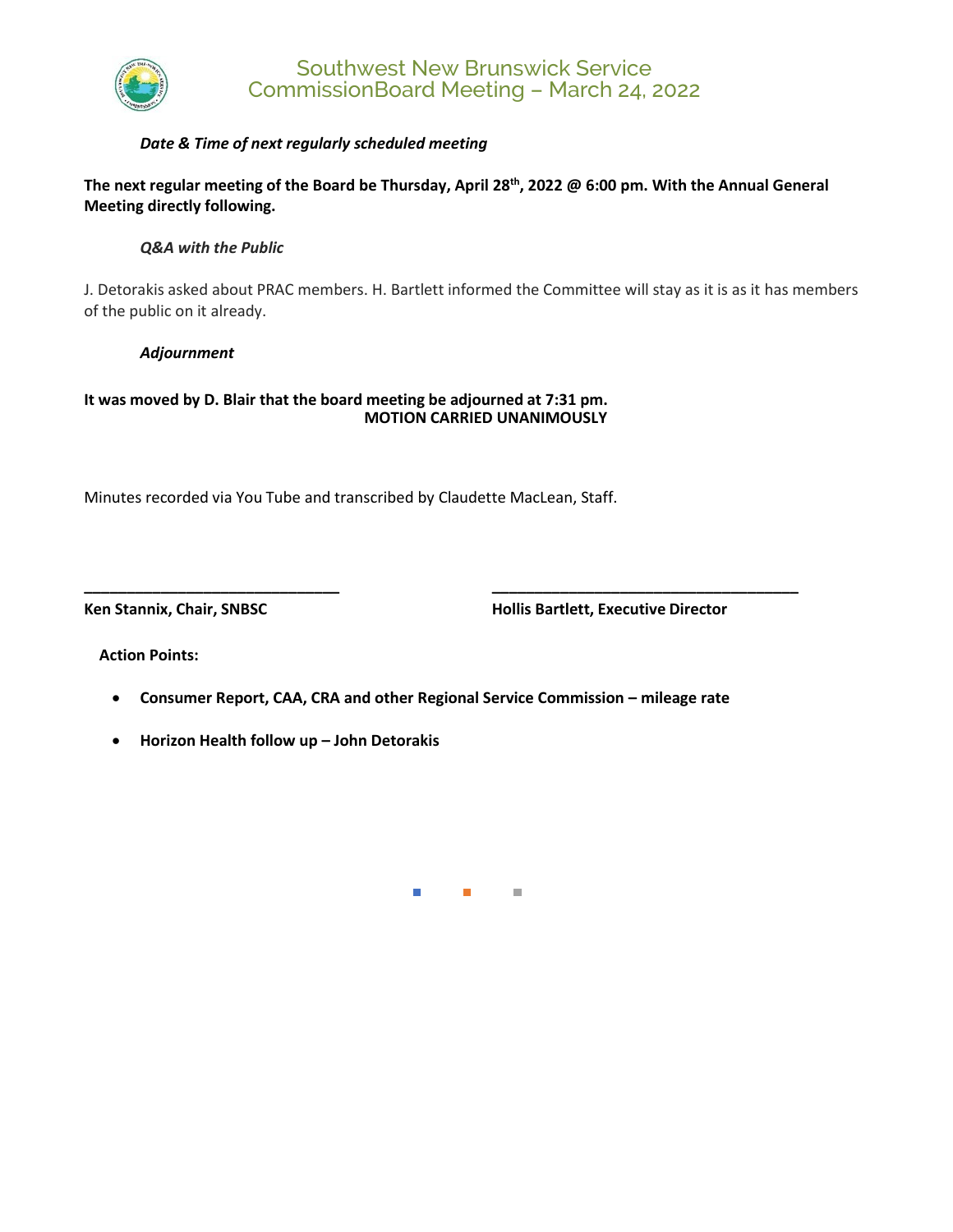*Date & Time of next regularly scheduled meeting*

**The next regular meeting of the Board be Thursday, April 28th, 2022 @ 6:00 pm. With the Annual General Meeting directly following.**

*Q&A with the Public*

J. Detorakis asked about PRAC members. H. Bartlett informed the Committee will stay as it is as it has members of the public on it already.

*Adjournment*

**It was moved by D. Blair that the board meeting be adjourned at 7:31 pm.**
**MOTION CARRIED UNANIMOUSLY**

Minutes recorded via You Tube and transcribed by Claudette MacLean, Staff.

\_\_\_\_\_\_\_\_\_\_\_\_\_\_\_\_\_\_\_\_\_\_\_\_\_\_\_\_\_\_
**Ken Stannix, Chair, SNBSC**

\_\_\_\_\_\_\_\_\_\_\_\_\_\_\_\_\_\_\_\_\_\_\_\_\_\_\_\_\_\_\_\_\_\_\_\_\_
**Hollis Bartlett, Executive Director**

**Action Points:**

- **Consumer Report, CAA, CRA and other Regional Service Commission – mileage rate**
- **Horizon Health follow up – John Detorakis**